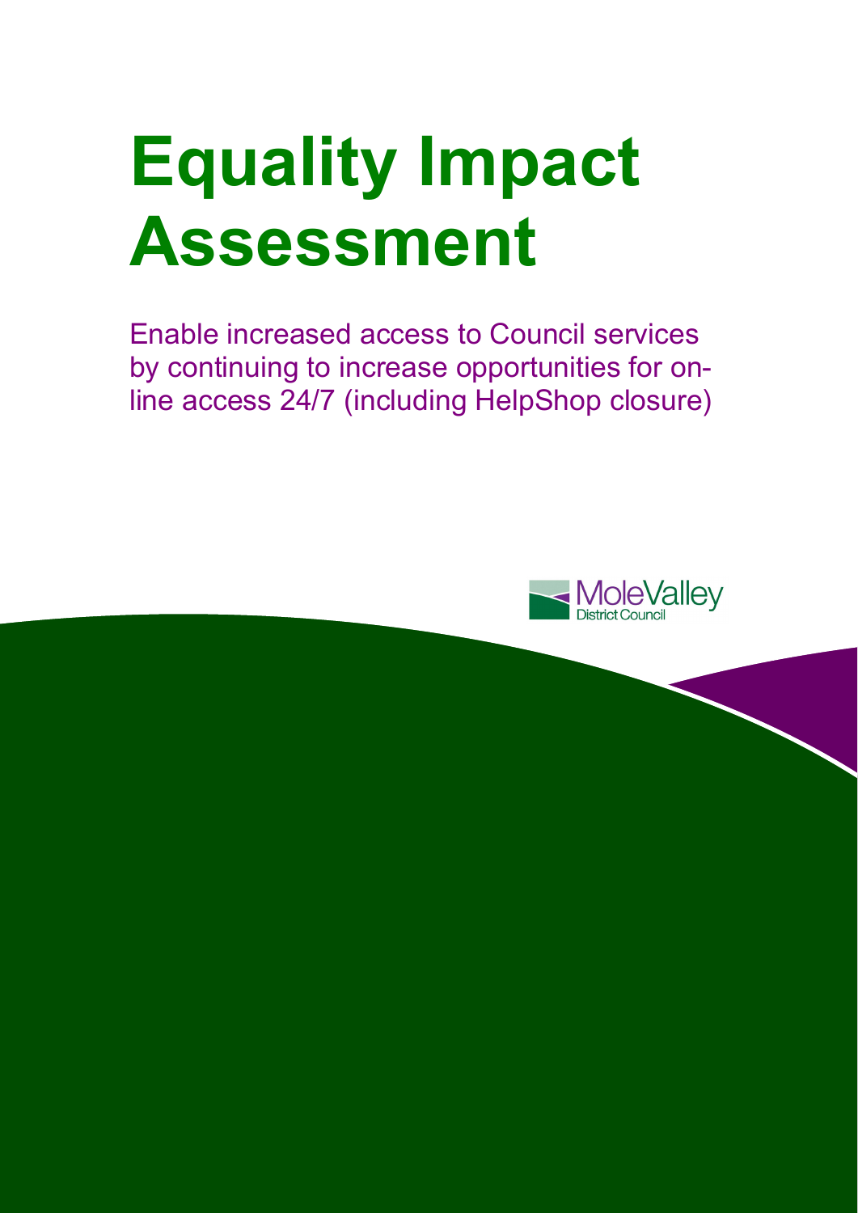# Equality Impact Assessment

Enable increased access to Council services by continuing to increase opportunities for on-line access 24/7 (including HelpShop closure)

MoleValley
District Council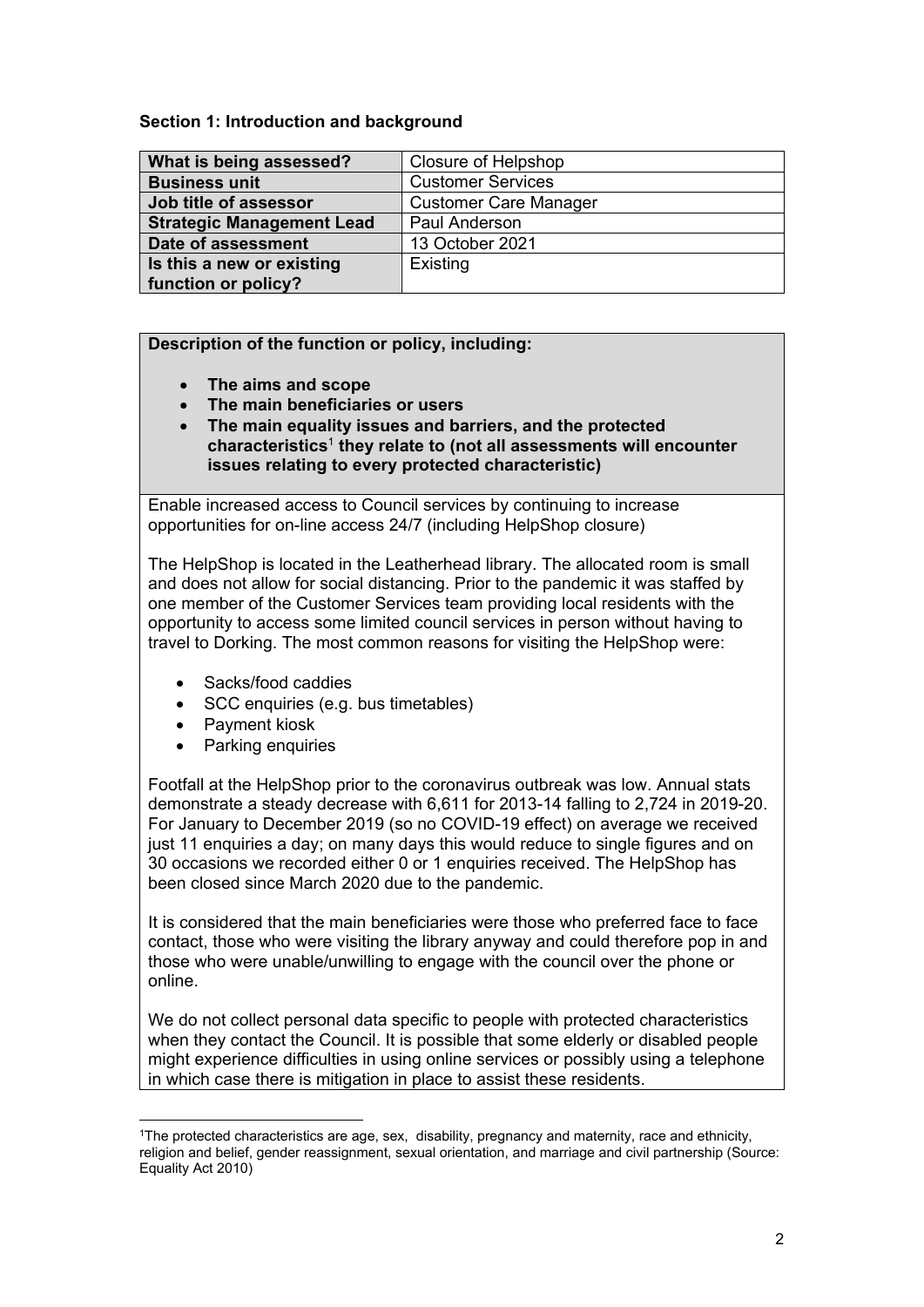**Section 1: Introduction and background**

| What is being assessed? | Closure of Helpshop |
|---|---|
| **Business unit** | Customer Services |
| **Job title of assessor** | Customer Care Manager |
| **Strategic Management Lead** | Paul Anderson |
| **Date of assessment** | 13 October 2021 |
| **Is this a new or existing function or policy?** | Existing |

**Description of the function or policy, including:**

- **The aims and scope**
- **The main beneficiaries or users**
- **The main equality issues and barriers, and the protected characteristics[1] they relate to (not all assessments will encounter issues relating to every protected characteristic)**

Enable increased access to Council services by continuing to increase opportunities for on-line access 24/7 (including HelpShop closure)

The HelpShop is located in the Leatherhead library. The allocated room is small and does not allow for social distancing. Prior to the pandemic it was staffed by one member of the Customer Services team providing local residents with the opportunity to access some limited council services in person without having to travel to Dorking. The most common reasons for visiting the HelpShop were:

- Sacks/food caddies
- SCC enquiries (e.g. bus timetables)
- Payment kiosk
- Parking enquiries

Footfall at the HelpShop prior to the coronavirus outbreak was low. Annual stats demonstrate a steady decrease with 6,611 for 2013-14 falling to 2,724 in 2019-20. For January to December 2019 (so no COVID-19 effect) on average we received just 11 enquiries a day; on many days this would reduce to single figures and on 30 occasions we recorded either 0 or 1 enquiries received. The HelpShop has been closed since March 2020 due to the pandemic.

It is considered that the main beneficiaries were those who preferred face to face contact, those who were visiting the library anyway and could therefore pop in and those who were unable/unwilling to engage with the council over the phone or online.

We do not collect personal data specific to people with protected characteristics when they contact the Council. It is possible that some elderly or disabled people might experience difficulties in using online services or possibly using a telephone in which case there is mitigation in place to assist these residents.

[1]The protected characteristics are age, sex, disability, pregnancy and maternity, race and ethnicity, religion and belief, gender reassignment, sexual orientation, and marriage and civil partnership (Source: Equality Act 2010)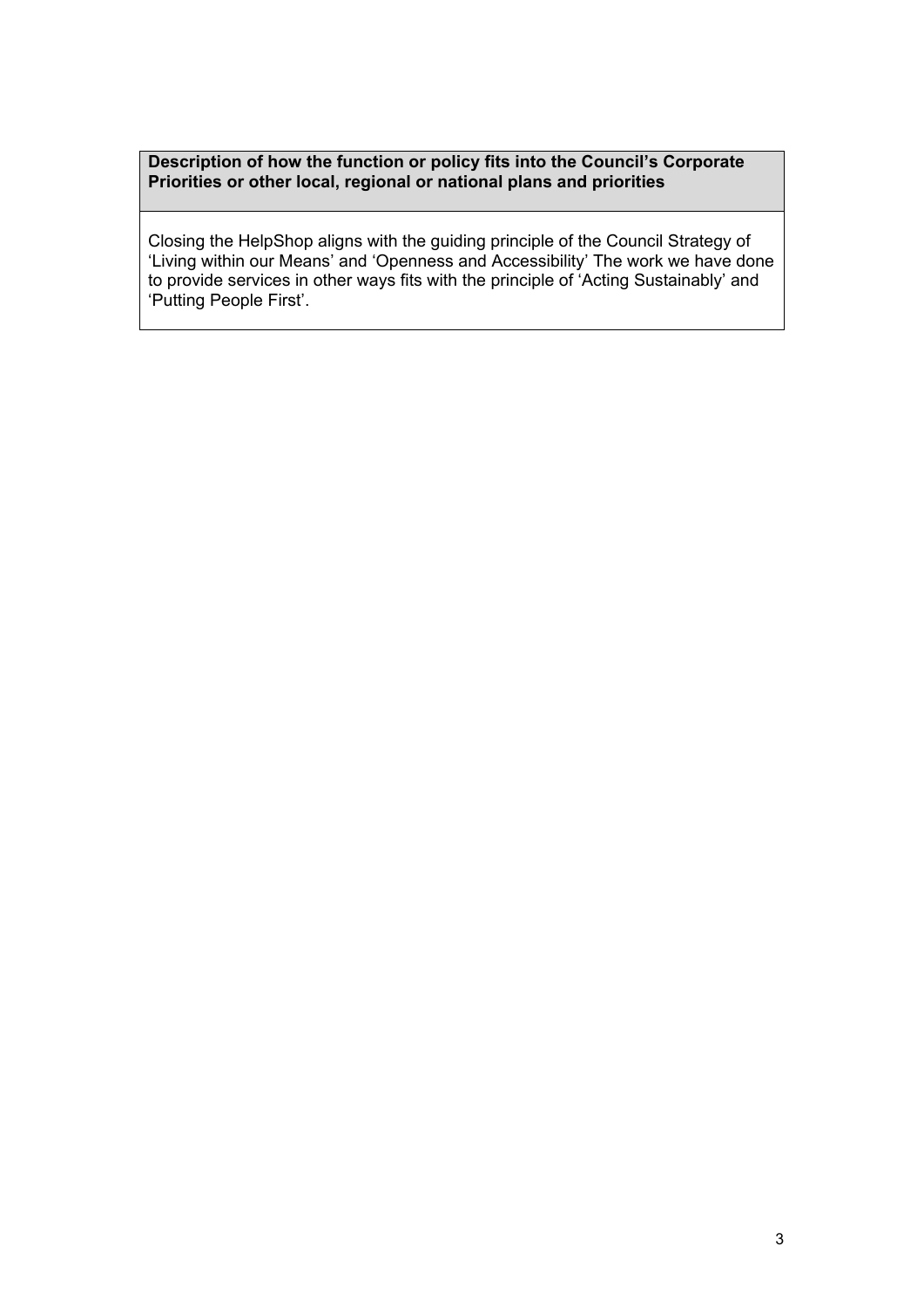| **Description of how the function or policy fits into the Council's Corporate Priorities or other local, regional or national plans and priorities** |
| --- |
| Closing the HelpShop aligns with the guiding principle of the Council Strategy of 'Living within our Means' and 'Openness and Accessibility' The work we have done to provide services in other ways fits with the principle of 'Acting Sustainably' and 'Putting People First'. |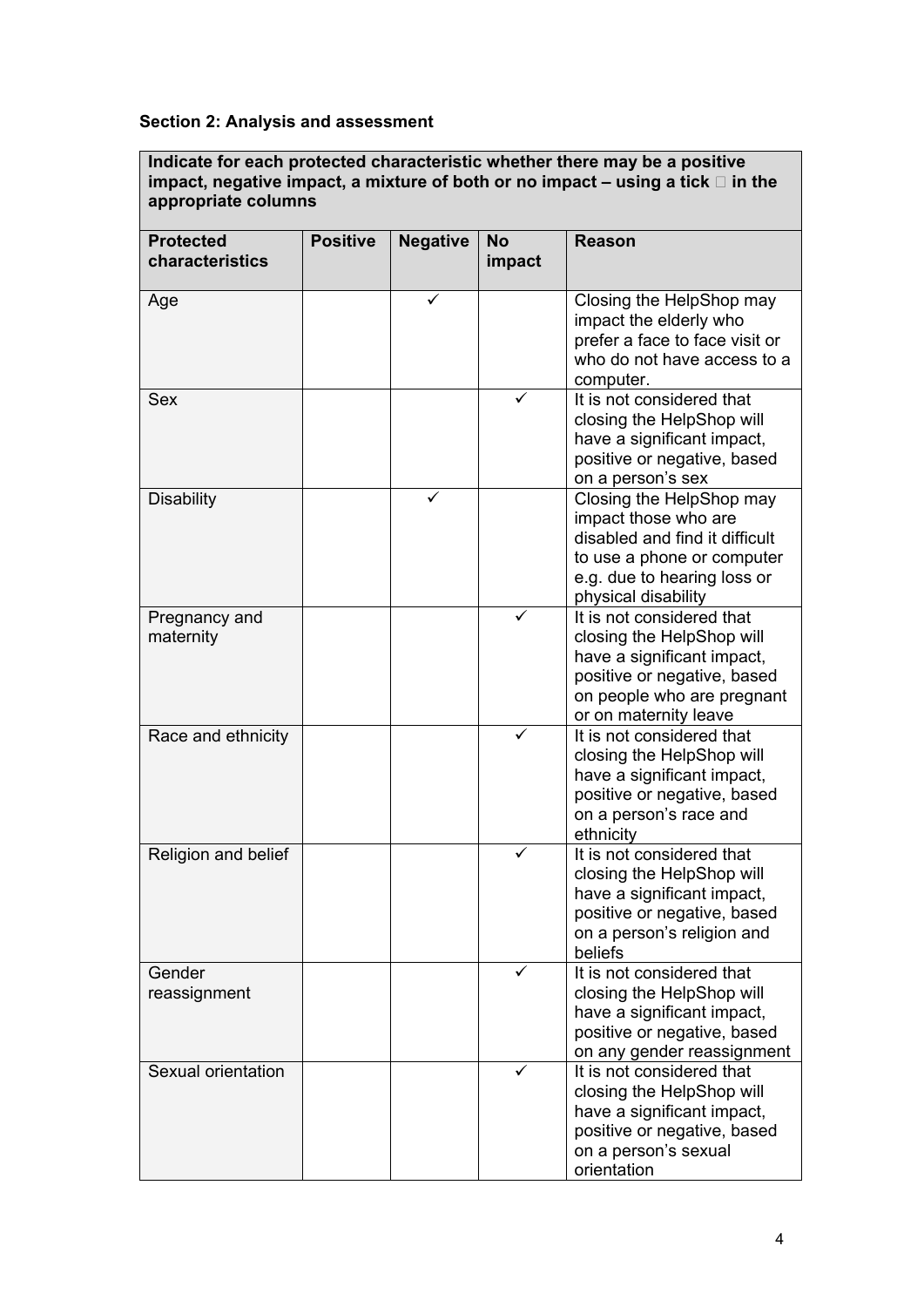**Section 2: Analysis and assessment**

| Indicate for each protected characteristic whether there may be a positive impact, negative impact, a mixture of both or no impact – using a tick  in the appropriate columns | | | | |
|---|---|---|---|---|
| **Protected characteristics** | **Positive** | **Negative** | **No impact** | **Reason** |
| Age | | ✓ | | Closing the HelpShop may impact the elderly who prefer a face to face visit or who do not have access to a computer. |
| Sex | | | ✓ | It is not considered that closing the HelpShop will have a significant impact, positive or negative, based on a person's sex |
| Disability | | ✓ | | Closing the HelpShop may impact those who are disabled and find it difficult to use a phone or computer e.g. due to hearing loss or physical disability |
| Pregnancy and maternity | | | ✓ | It is not considered that closing the HelpShop will have a significant impact, positive or negative, based on people who are pregnant or on maternity leave |
| Race and ethnicity | | | ✓ | It is not considered that closing the HelpShop will have a significant impact, positive or negative, based on a person's race and ethnicity |
| Religion and belief | | | ✓ | It is not considered that closing the HelpShop will have a significant impact, positive or negative, based on a person's religion and beliefs |
| Gender reassignment | | | ✓ | It is not considered that closing the HelpShop will have a significant impact, positive or negative, based on any gender reassignment |
| Sexual orientation | | | ✓ | It is not considered that closing the HelpShop will have a significant impact, positive or negative, based on a person's sexual orientation |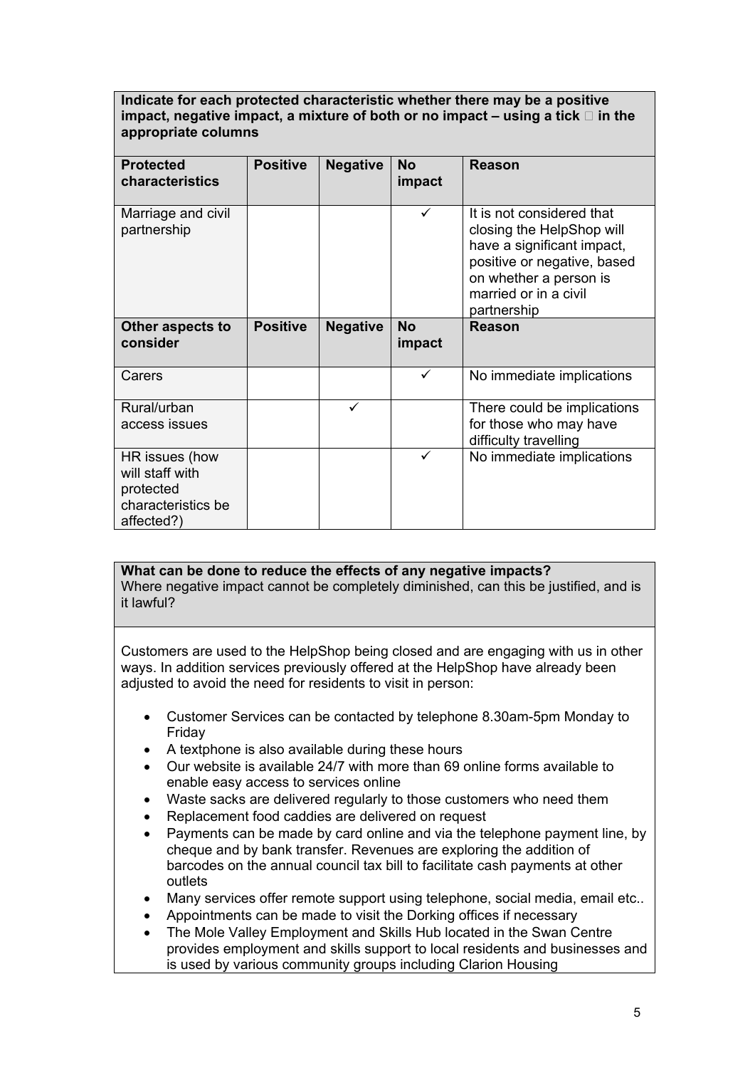| Indicate for each protected characteristic whether there may be a positive impact, negative impact, a mixture of both or no impact – using a tick  in the appropriate columns | | | | |
|---|---|---|---|---|
| **Protected characteristics** | **Positive** | **Negative** | **No impact** | **Reason** |
| Marriage and civil partnership | | | ✓ | It is not considered that closing the HelpShop will have a significant impact, positive or negative, based on whether a person is married or in a civil partnership |
| **Other aspects to consider** | **Positive** | **Negative** | **No impact** | **Reason** |
| Carers | | | ✓ | No immediate implications |
| Rural/urban access issues | | ✓ | | There could be implications for those who may have difficulty travelling |
| HR issues (how will staff with protected characteristics be affected?) | | | ✓ | No immediate implications |

**What can be done to reduce the effects of any negative impacts?**
Where negative impact cannot be completely diminished, can this be justified, and is it lawful?

Customers are used to the HelpShop being closed and are engaging with us in other ways. In addition services previously offered at the HelpShop have already been adjusted to avoid the need for residents to visit in person:

- Customer Services can be contacted by telephone 8.30am-5pm Monday to Friday
- A textphone is also available during these hours
- Our website is available 24/7 with more than 69 online forms available to enable easy access to services online
- Waste sacks are delivered regularly to those customers who need them
- Replacement food caddies are delivered on request
- Payments can be made by card online and via the telephone payment line, by cheque and by bank transfer. Revenues are exploring the addition of barcodes on the annual council tax bill to facilitate cash payments at other outlets
- Many services offer remote support using telephone, social media, email etc..
- Appointments can be made to visit the Dorking offices if necessary
- The Mole Valley Employment and Skills Hub located in the Swan Centre provides employment and skills support to local residents and businesses and is used by various community groups including Clarion Housing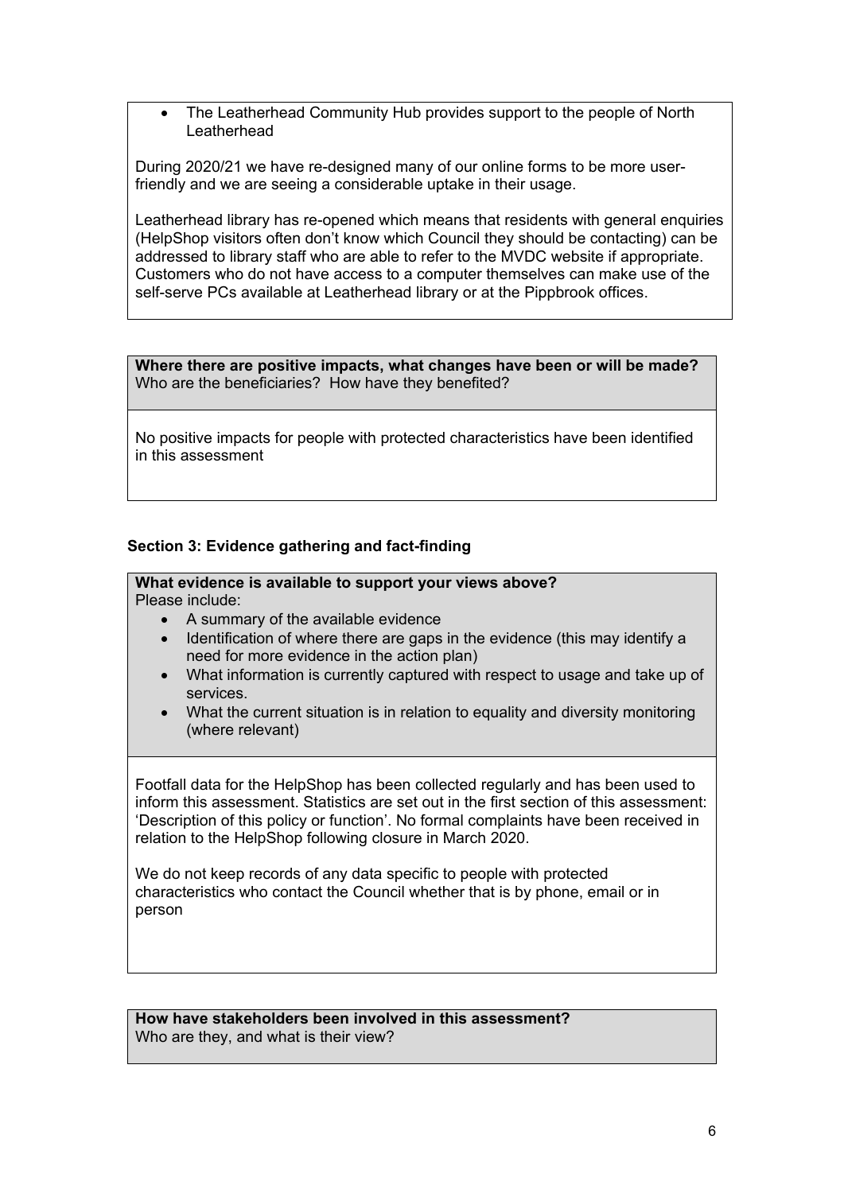- The Leatherhead Community Hub provides support to the people of North Leatherhead

During 2020/21 we have re-designed many of our online forms to be more user-friendly and we are seeing a considerable uptake in their usage.

Leatherhead library has re-opened which means that residents with general enquiries (HelpShop visitors often don't know which Council they should be contacting) can be addressed to library staff who are able to refer to the MVDC website if appropriate. Customers who do not have access to a computer themselves can make use of the self-serve PCs available at Leatherhead library or at the Pippbrook offices.

**Where there are positive impacts, what changes have been or will be made?**
Who are the beneficiaries? How have they benefited?

No positive impacts for people with protected characteristics have been identified in this assessment

### Section 3: Evidence gathering and fact-finding

**What evidence is available to support your views above?**
Please include:

- A summary of the available evidence
- Identification of where there are gaps in the evidence (this may identify a need for more evidence in the action plan)
- What information is currently captured with respect to usage and take up of services.
- What the current situation is in relation to equality and diversity monitoring (where relevant)

Footfall data for the HelpShop has been collected regularly and has been used to inform this assessment. Statistics are set out in the first section of this assessment: 'Description of this policy or function'. No formal complaints have been received in relation to the HelpShop following closure in March 2020.

We do not keep records of any data specific to people with protected characteristics who contact the Council whether that is by phone, email or in person

**How have stakeholders been involved in this assessment?**
Who are they, and what is their view?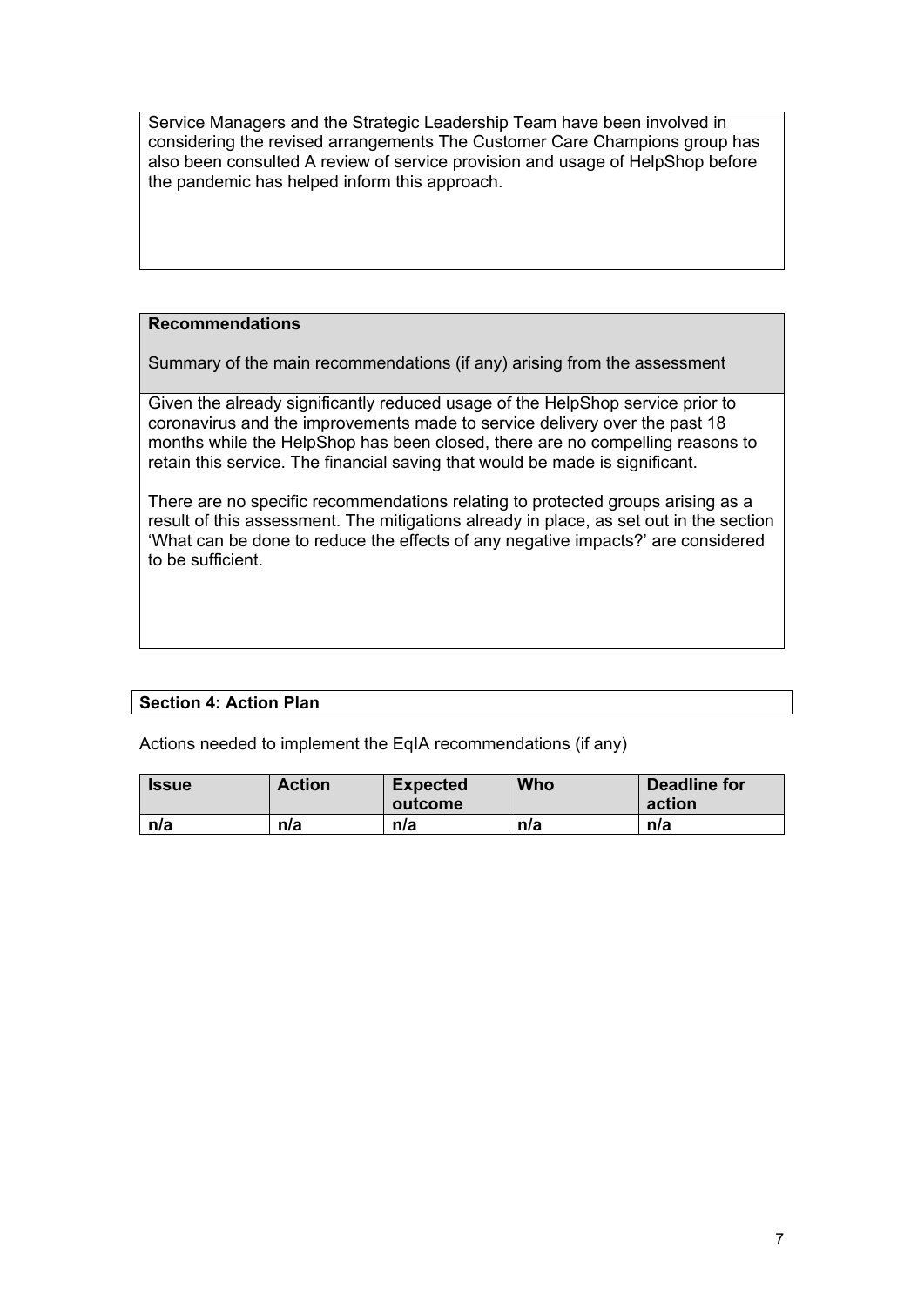Service Managers and the Strategic Leadership Team have been involved in considering the revised arrangements The Customer Care Champions group has also been consulted A review of service provision and usage of HelpShop before the pandemic has helped inform this approach.

**Recommendations**

Summary of the main recommendations (if any) arising from the assessment

Given the already significantly reduced usage of the HelpShop service prior to coronavirus and the improvements made to service delivery over the past 18 months while the HelpShop has been closed, there are no compelling reasons to retain this service. The financial saving that would be made is significant.

There are no specific recommendations relating to protected groups arising as a result of this assessment. The mitigations already in place, as set out in the section 'What can be done to reduce the effects of any negative impacts?' are considered to be sufficient.

## Section 4: Action Plan

Actions needed to implement the EqIA recommendations (if any)

| Issue | Action | Expected outcome | Who | Deadline for action |
|---|---|---|---|---|
| **n/a** | **n/a** | **n/a** | **n/a** | **n/a** |